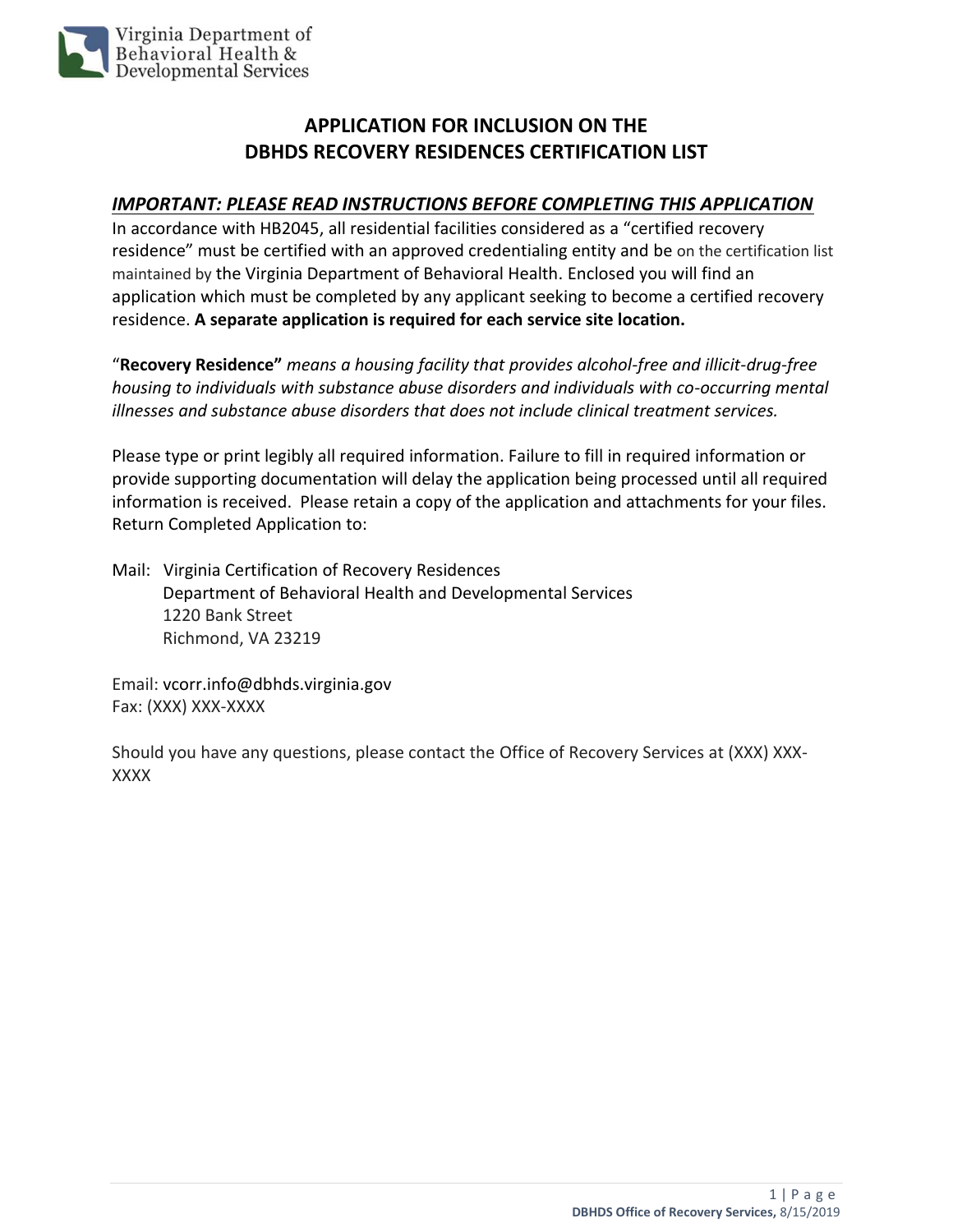Virginia Department of Behavioral Health & Developmental Services

# APPLICATION FOR INCLUSION ON THE DBHDS RECOVERY RESIDENCES CERTIFICATION LIST

***IMPORTANT: PLEASE READ INSTRUCTIONS BEFORE COMPLETING THIS APPLICATION***

In accordance with HB2045, all residential facilities considered as a "certified recovery residence" must be certified with an approved credentialing entity and be on the certification list maintained by the Virginia Department of Behavioral Health. Enclosed you will find an application which must be completed by any applicant seeking to become a certified recovery residence. **A separate application is required for each service site location.**

"**Recovery Residence"** *means a housing facility that provides alcohol-free and illicit-drug-free housing to individuals with substance abuse disorders and individuals with co-occurring mental illnesses and substance abuse disorders that does not include clinical treatment services.*

Please type or print legibly all required information. Failure to fill in required information or provide supporting documentation will delay the application being processed until all required information is received. Please retain a copy of the application and attachments for your files. Return Completed Application to:

Mail: Virginia Certification of Recovery Residences
Department of Behavioral Health and Developmental Services
1220 Bank Street
Richmond, VA 23219

Email: vcorr.info@dbhds.virginia.gov
Fax: (XXX) XXX-XXXX

Should you have any questions, please contact the Office of Recovery Services at (XXX) XXX-XXXX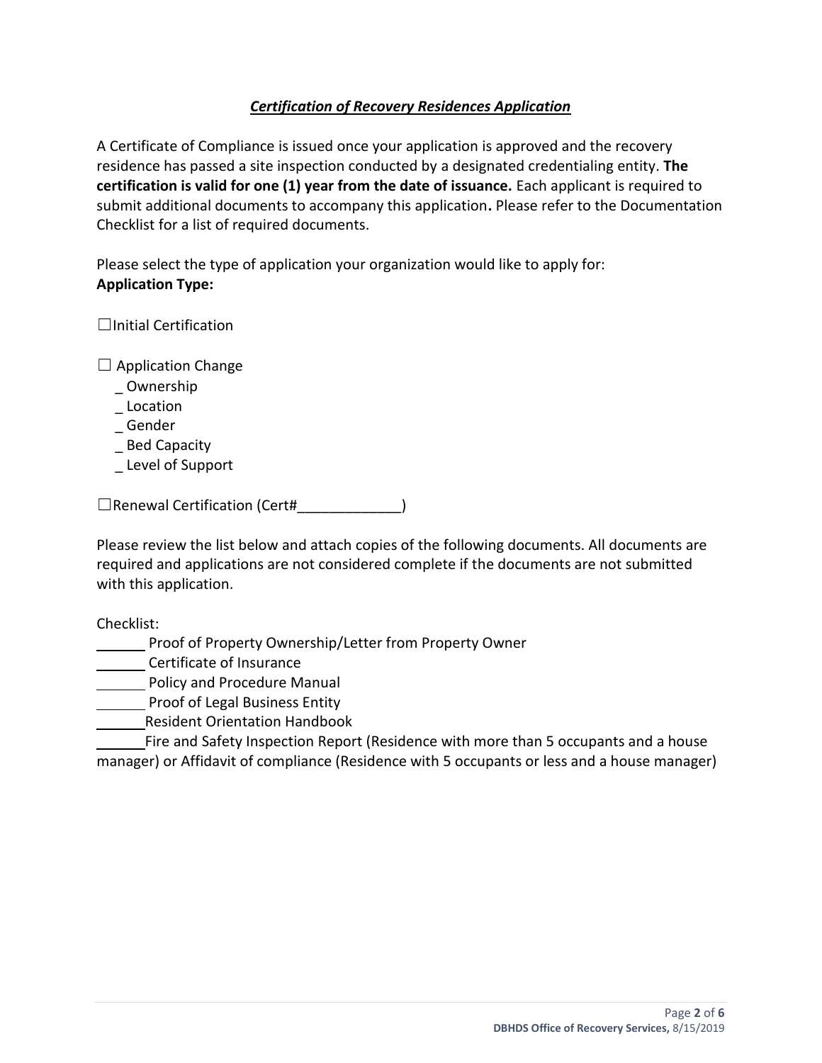## ***Certification of Recovery Residences Application***

A Certificate of Compliance is issued once your application is approved and the recovery residence has passed a site inspection conducted by a designated credentialing entity. **The certification is valid for one (1) year from the date of issuance.** Each applicant is required to submit additional documents to accompany this application**.** Please refer to the Documentation Checklist for a list of required documents.

Please select the type of application your organization would like to apply for:
**Application Type:**

☐Initial Certification

☐ Application Change
  _ Ownership
  _ Location
  _ Gender
  _ Bed Capacity
  _ Level of Support

☐Renewal Certification (Cert#_____________)

Please review the list below and attach copies of the following documents. All documents are required and applications are not considered complete if the documents are not submitted with this application.

Checklist:

______ Proof of Property Ownership/Letter from Property Owner
______ Certificate of Insurance
______ Policy and Procedure Manual
______ Proof of Legal Business Entity
______Resident Orientation Handbook
______Fire and Safety Inspection Report (Residence with more than 5 occupants and a house manager) or Affidavit of compliance (Residence with 5 occupants or less and a house manager)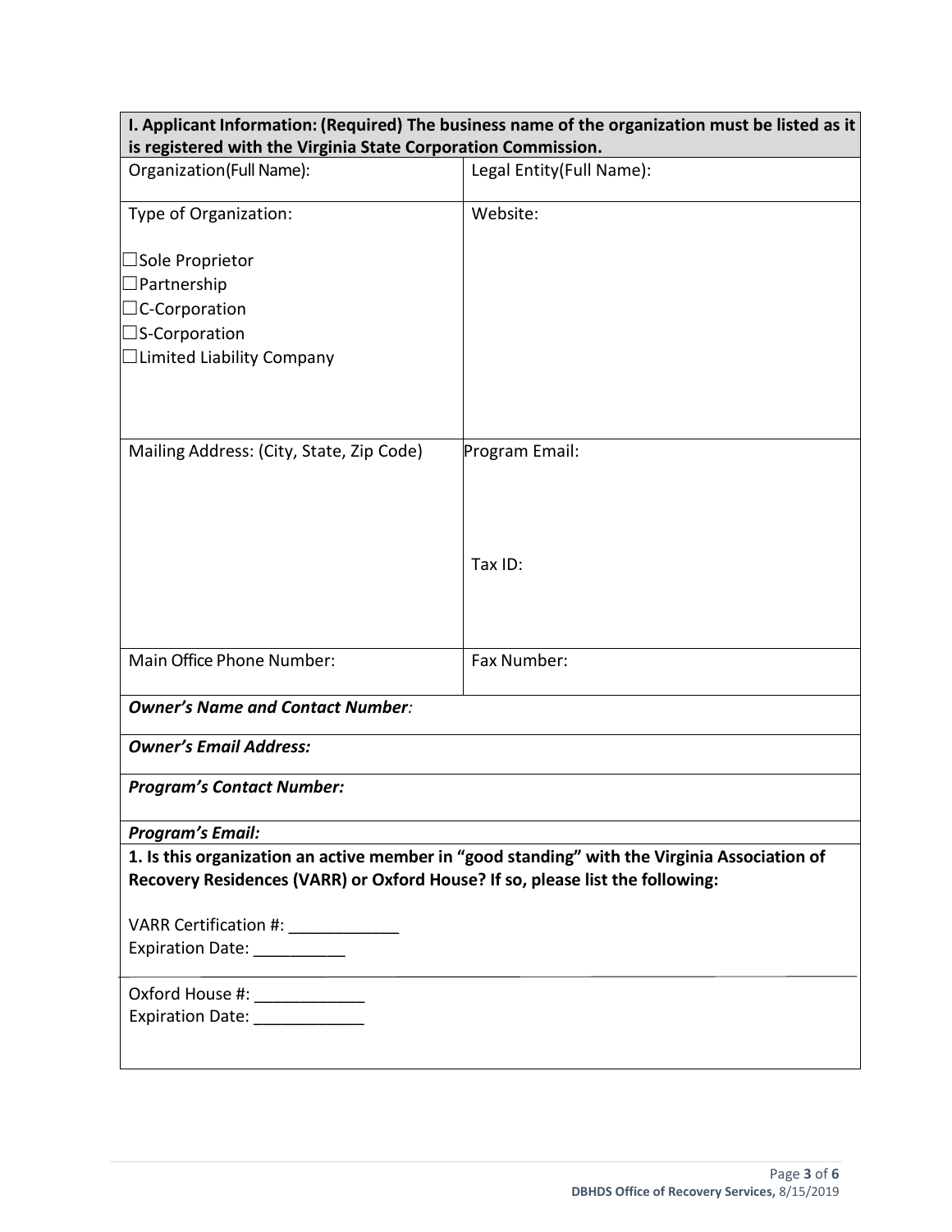| **I. Applicant Information: (Required) The business name of the organization must be listed as it is registered with the Virginia State Corporation Commission.** | |
|---|---|
| Organization(Full Name): | Legal Entity(Full Name): |
| Type of Organization:<br><br>☐Sole Proprietor<br>☐Partnership<br>☐C-Corporation<br>☐S-Corporation<br>☐Limited Liability Company | Website: |
| Mailing Address: (City, State, Zip Code) | Program Email:<br><br><br>Tax ID: |
| Main Office Phone Number: | Fax Number: |
| ***Owner's Name and Contact Number:*** | |
| ***Owner's Email Address:*** | |
| ***Program's Contact Number:*** | |
| ***Program's Email:*** | |
| **1. Is this organization an active member in "good standing" with the Virginia Association of Recovery Residences (VARR) or Oxford House? If so, please list the following:**<br><br>VARR Certification #: ____________<br>Expiration Date: __________ | |
| Oxford House #: ____________<br>Expiration Date: ____________ | |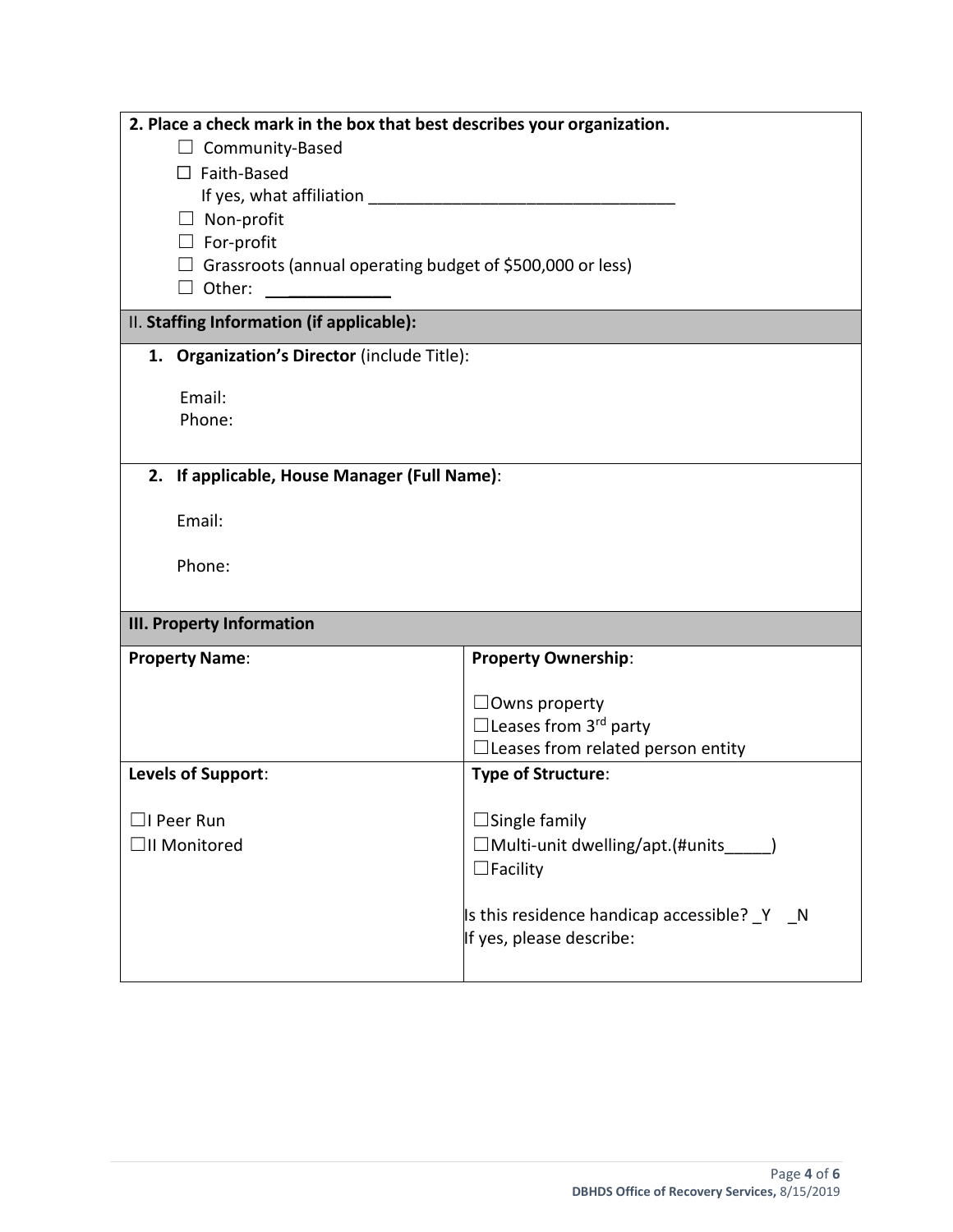**2. Place a check mark in the box that best describes your organization.**

- ☐ Community-Based
- ☐ Faith-Based
  If yes, what affiliation _________________________________
- ☐ Non-profit
- ☐ For-profit
- ☐ Grassroots (annual operating budget of $500,000 or less)
- ☐ Other: ____________

## II. Staffing Information (if applicable):

1. **Organization's Director** (include Title):

   Email:
   Phone:

2. **If applicable, House Manager (Full Name)**:

   Email:

   Phone:

## III. Property Information

| **Property Name**: | **Property Ownership**:<br><br>☐Owns property<br>☐Leases from 3rd party<br>☐Leases from related person entity |
|---|---|
| **Levels of Support**:<br><br>☐I Peer Run<br>☐II Monitored | **Type of Structure**:<br><br>☐Single family<br>☐Multi-unit dwelling/apt.(#units_____)<br>☐Facility<br><br>Is this residence handicap accessible? _Y _N<br>If yes, please describe: |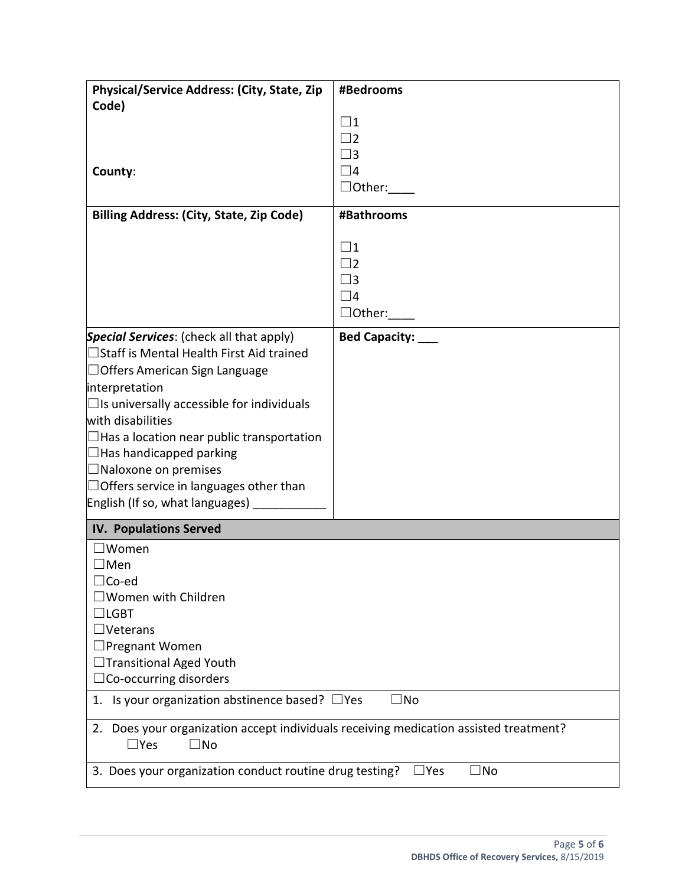| Physical/Service Address: (City, State, Zip Code)<br><br>County: | #Bedrooms<br><br>☐1<br>☐2<br>☐3<br>☐4<br>☐Other:____ |
|---|---|
| **Billing Address: (City, State, Zip Code)** | **#Bathrooms**<br><br>☐1<br>☐2<br>☐3<br>☐4<br>☐Other:____ |
| ***Special Services***: (check all that apply)<br>☐Staff is Mental Health First Aid trained<br>☐Offers American Sign Language interpretation<br>☐Is universally accessible for individuals with disabilities<br>☐Has a location near public transportation<br>☐Has handicapped parking<br>☐Naloxone on premises<br>☐Offers service in languages other than English (If so, what languages) ___________ | **Bed Capacity: ___** |

**IV. Populations Served**

☐Women
☐Men
☐Co-ed
☐Women with Children
☐LGBT
☐Veterans
☐Pregnant Women
☐Transitional Aged Youth
☐Co-occurring disorders

1. Is your organization abstinence based? ☐Yes ☐No

2. Does your organization accept individuals receiving medication assisted treatment?
   ☐Yes ☐No

3. Does your organization conduct routine drug testing? ☐Yes ☐No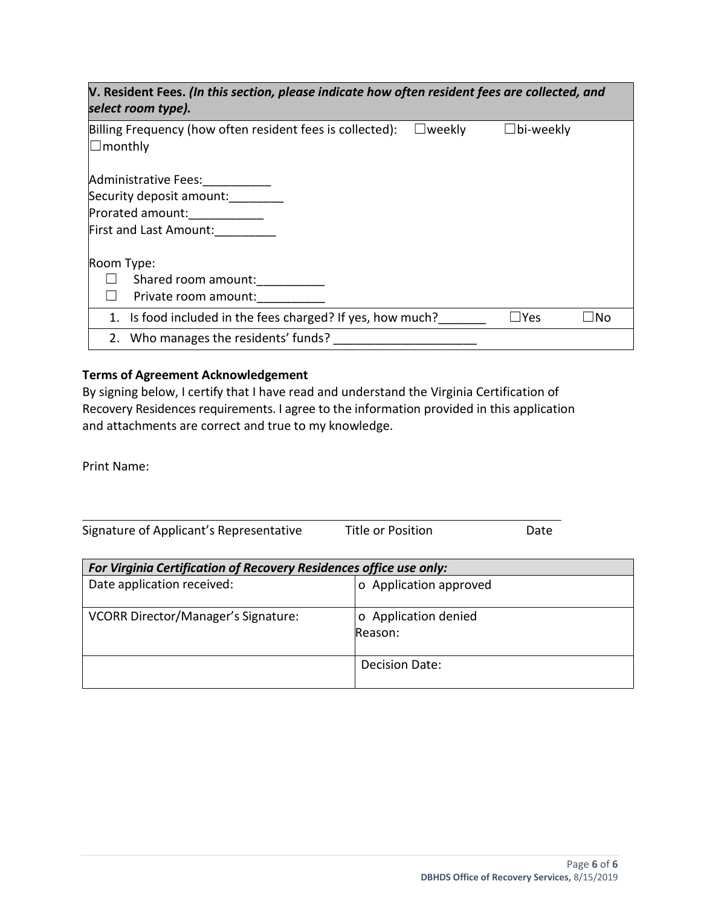| **V. Resident Fees.** ***(In this section, please indicate how often resident fees are collected, and select room type).*** | | |
|---|---|---|
| Billing Frequency (how often resident fees is collected): ☐weekly ☐bi-weekly ☐monthly<br><br>Administrative Fees:__________<br>Security deposit amount:________<br>Prorated amount:___________<br>First and Last Amount:_________<br><br>Room Type:<br>☐ Shared room amount:__________<br>☐ Private room amount:__________ | | |
| 1. Is food included in the fees charged? If yes, how much?_______ | ☐Yes | ☐No |
| 2. Who manages the residents' funds? _____________________ | | |

**Terms of Agreement Acknowledgement**

By signing below, I certify that I have read and understand the Virginia Certification of Recovery Residences requirements. I agree to the information provided in this application and attachments are correct and true to my knowledge.

Print Name:

Signature of Applicant's Representative    Title or Position    Date

| ***For Virginia Certification of Recovery Residences office use only:*** | |
|---|---|
| Date application received: | o Application approved |
| VCORR Director/Manager's Signature: | o Application denied<br>Reason: |
| | Decision Date: |

**DBHDS Office of Recovery Services,** 8/15/2019